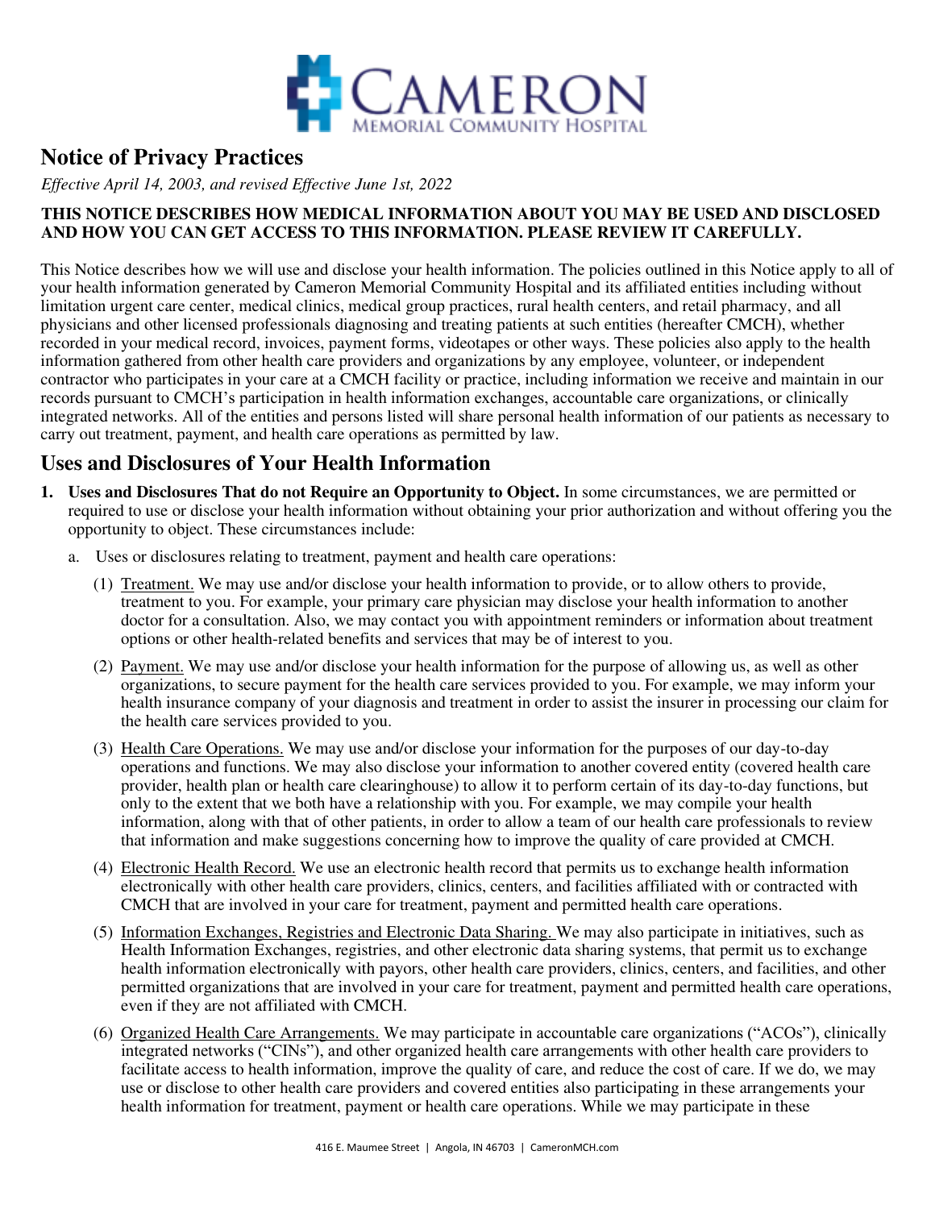# Cameron Memorial Community Hospital

## Notice of Privacy Practices

*Effective April 14, 2003, and revised Effective June 1st, 2022*

**THIS NOTICE DESCRIBES HOW MEDICAL INFORMATION ABOUT YOU MAY BE USED AND DISCLOSED AND HOW YOU CAN GET ACCESS TO THIS INFORMATION. PLEASE REVIEW IT CAREFULLY.**

This Notice describes how we will use and disclose your health information. The policies outlined in this Notice apply to all of your health information generated by Cameron Memorial Community Hospital and its affiliated entities including without limitation urgent care center, medical clinics, medical group practices, rural health centers, and retail pharmacy, and all physicians and other licensed professionals diagnosing and treating patients at such entities (hereafter CMCH), whether recorded in your medical record, invoices, payment forms, videotapes or other ways. These policies also apply to the health information gathered from other health care providers and organizations by any employee, volunteer, or independent contractor who participates in your care at a CMCH facility or practice, including information we receive and maintain in our records pursuant to CMCH's participation in health information exchanges, accountable care organizations, or clinically integrated networks. All of the entities and persons listed will share personal health information of our patients as necessary to carry out treatment, payment, and health care operations as permitted by law.

## Uses and Disclosures of Your Health Information

1. **Uses and Disclosures That do not Require an Opportunity to Object.** In some circumstances, we are permitted or required to use or disclose your health information without obtaining your prior authorization and without offering you the opportunity to object. These circumstances include:

   a. Uses or disclosures relating to treatment, payment and health care operations:

      (1) Treatment. We may use and/or disclose your health information to provide, or to allow others to provide, treatment to you. For example, your primary care physician may disclose your health information to another doctor for a consultation. Also, we may contact you with appointment reminders or information about treatment options or other health-related benefits and services that may be of interest to you.

      (2) Payment. We may use and/or disclose your health information for the purpose of allowing us, as well as other organizations, to secure payment for the health care services provided to you. For example, we may inform your health insurance company of your diagnosis and treatment in order to assist the insurer in processing our claim for the health care services provided to you.

      (3) Health Care Operations. We may use and/or disclose your information for the purposes of our day-to-day operations and functions. We may also disclose your information to another covered entity (covered health care provider, health plan or health care clearinghouse) to allow it to perform certain of its day-to-day functions, but only to the extent that we both have a relationship with you. For example, we may compile your health information, along with that of other patients, in order to allow a team of our health care professionals to review that information and make suggestions concerning how to improve the quality of care provided at CMCH.

      (4) Electronic Health Record. We use an electronic health record that permits us to exchange health information electronically with other health care providers, clinics, centers, and facilities affiliated with or contracted with CMCH that are involved in your care for treatment, payment and permitted health care operations.

      (5) Information Exchanges, Registries and Electronic Data Sharing. We may also participate in initiatives, such as Health Information Exchanges, registries, and other electronic data sharing systems, that permit us to exchange health information electronically with payors, other health care providers, clinics, centers, and facilities, and other permitted organizations that are involved in your care for treatment, payment and permitted health care operations, even if they are not affiliated with CMCH.

      (6) Organized Health Care Arrangements. We may participate in accountable care organizations ("ACOs"), clinically integrated networks ("CINs"), and other organized health care arrangements with other health care providers to facilitate access to health information, improve the quality of care, and reduce the cost of care. If we do, we may use or disclose to other health care providers and covered entities also participating in these arrangements your health information for treatment, payment or health care operations. While we may participate in these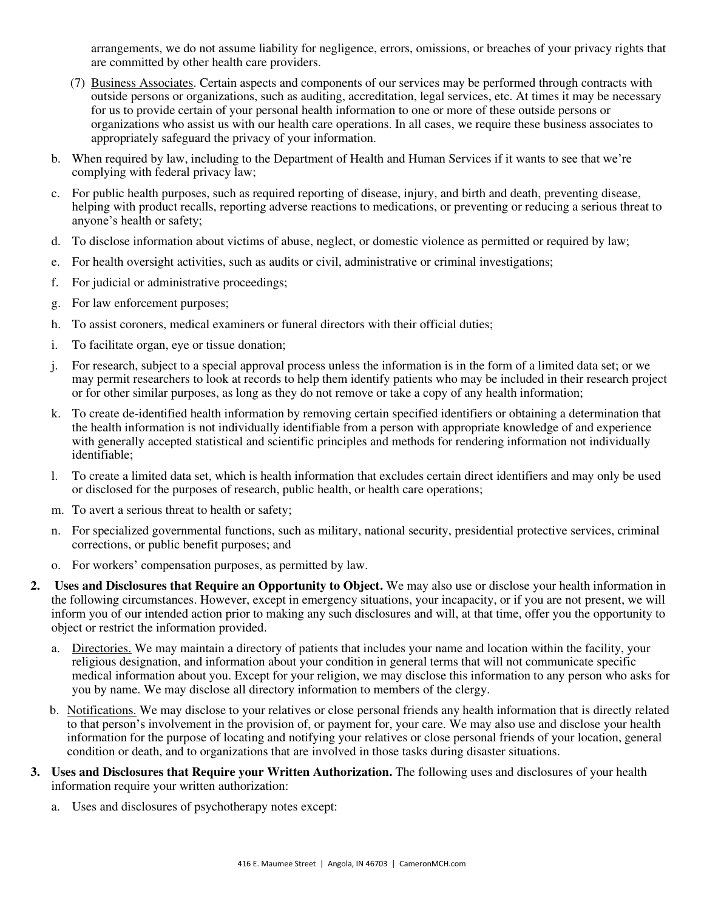arrangements, we do not assume liability for negligence, errors, omissions, or breaches of your privacy rights that are committed by other health care providers.

(7) Business Associates. Certain aspects and components of our services may be performed through contracts with outside persons or organizations, such as auditing, accreditation, legal services, etc. At times it may be necessary for us to provide certain of your personal health information to one or more of these outside persons or organizations who assist us with our health care operations. In all cases, we require these business associates to appropriately safeguard the privacy of your information.

b. When required by law, including to the Department of Health and Human Services if it wants to see that we're complying with federal privacy law;

c. For public health purposes, such as required reporting of disease, injury, and birth and death, preventing disease, helping with product recalls, reporting adverse reactions to medications, or preventing or reducing a serious threat to anyone's health or safety;

d. To disclose information about victims of abuse, neglect, or domestic violence as permitted or required by law;

e. For health oversight activities, such as audits or civil, administrative or criminal investigations;

f. For judicial or administrative proceedings;

g. For law enforcement purposes;

h. To assist coroners, medical examiners or funeral directors with their official duties;

i. To facilitate organ, eye or tissue donation;

j. For research, subject to a special approval process unless the information is in the form of a limited data set; or we may permit researchers to look at records to help them identify patients who may be included in their research project or for other similar purposes, as long as they do not remove or take a copy of any health information;

k. To create de-identified health information by removing certain specified identifiers or obtaining a determination that the health information is not individually identifiable from a person with appropriate knowledge of and experience with generally accepted statistical and scientific principles and methods for rendering information not individually identifiable;

l. To create a limited data set, which is health information that excludes certain direct identifiers and may only be used or disclosed for the purposes of research, public health, or health care operations;

m. To avert a serious threat to health or safety;

n. For specialized governmental functions, such as military, national security, presidential protective services, criminal corrections, or public benefit purposes; and

o. For workers' compensation purposes, as permitted by law.

**2. Uses and Disclosures that Require an Opportunity to Object.** We may also use or disclose your health information in the following circumstances. However, except in emergency situations, your incapacity, or if you are not present, we will inform you of our intended action prior to making any such disclosures and will, at that time, offer you the opportunity to object or restrict the information provided.

a. Directories. We may maintain a directory of patients that includes your name and location within the facility, your religious designation, and information about your condition in general terms that will not communicate specific medical information about you. Except for your religion, we may disclose this information to any person who asks for you by name. We may disclose all directory information to members of the clergy.

b. Notifications. We may disclose to your relatives or close personal friends any health information that is directly related to that person's involvement in the provision of, or payment for, your care. We may also use and disclose your health information for the purpose of locating and notifying your relatives or close personal friends of your location, general condition or death, and to organizations that are involved in those tasks during disaster situations.

**3. Uses and Disclosures that Require your Written Authorization.** The following uses and disclosures of your health information require your written authorization:

a. Uses and disclosures of psychotherapy notes except: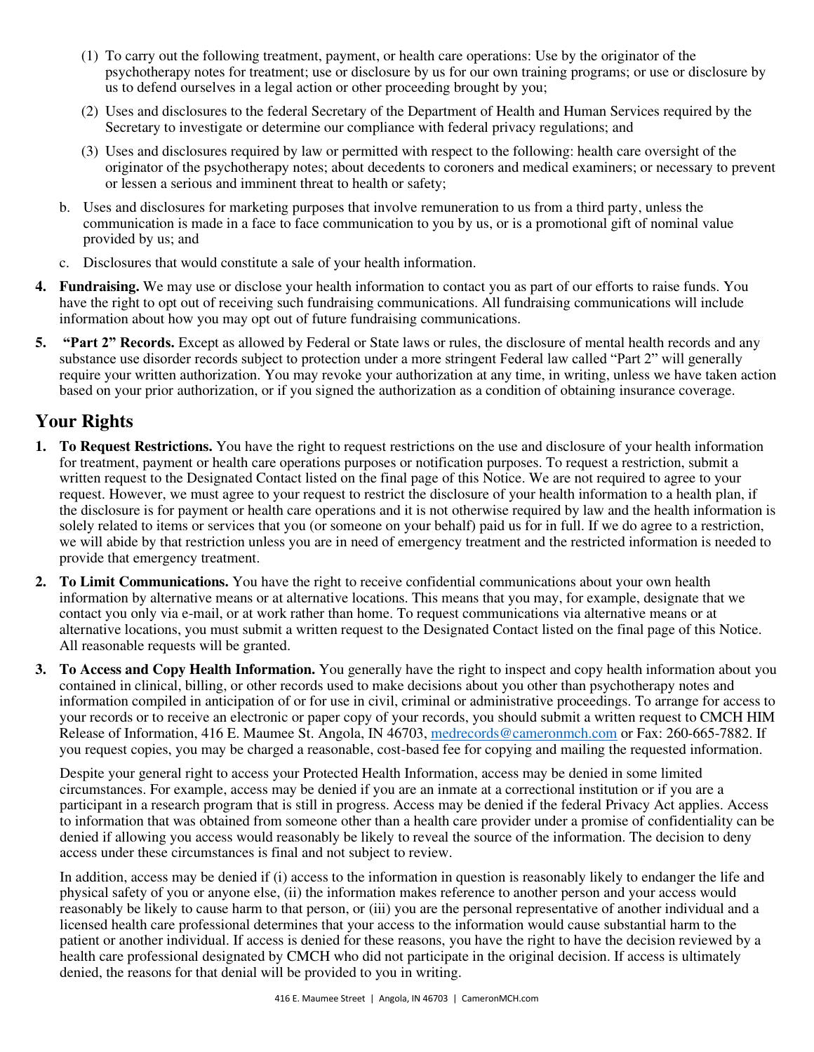(1) To carry out the following treatment, payment, or health care operations: Use by the originator of the psychotherapy notes for treatment; use or disclosure by us for our own training programs; or use or disclosure by us to defend ourselves in a legal action or other proceeding brought by you;

(2) Uses and disclosures to the federal Secretary of the Department of Health and Human Services required by the Secretary to investigate or determine our compliance with federal privacy regulations; and

(3) Uses and disclosures required by law or permitted with respect to the following: health care oversight of the originator of the psychotherapy notes; about decedents to coroners and medical examiners; or necessary to prevent or lessen a serious and imminent threat to health or safety;

b. Uses and disclosures for marketing purposes that involve remuneration to us from a third party, unless the communication is made in a face to face communication to you by us, or is a promotional gift of nominal value provided by us; and

c. Disclosures that would constitute a sale of your health information.

4. **Fundraising.** We may use or disclose your health information to contact you as part of our efforts to raise funds. You have the right to opt out of receiving such fundraising communications. All fundraising communications will include information about how you may opt out of future fundraising communications.

5. **"Part 2" Records.** Except as allowed by Federal or State laws or rules, the disclosure of mental health records and any substance use disorder records subject to protection under a more stringent Federal law called "Part 2" will generally require your written authorization. You may revoke your authorization at any time, in writing, unless we have taken action based on your prior authorization, or if you signed the authorization as a condition of obtaining insurance coverage.

## Your Rights

1. **To Request Restrictions.** You have the right to request restrictions on the use and disclosure of your health information for treatment, payment or health care operations purposes or notification purposes. To request a restriction, submit a written request to the Designated Contact listed on the final page of this Notice. We are not required to agree to your request. However, we must agree to your request to restrict the disclosure of your health information to a health plan, if the disclosure is for payment or health care operations and it is not otherwise required by law and the health information is solely related to items or services that you (or someone on your behalf) paid us for in full. If we do agree to a restriction, we will abide by that restriction unless you are in need of emergency treatment and the restricted information is needed to provide that emergency treatment.

2. **To Limit Communications.** You have the right to receive confidential communications about your own health information by alternative means or at alternative locations. This means that you may, for example, designate that we contact you only via e-mail, or at work rather than home. To request communications via alternative means or at alternative locations, you must submit a written request to the Designated Contact listed on the final page of this Notice. All reasonable requests will be granted.

3. **To Access and Copy Health Information.** You generally have the right to inspect and copy health information about you contained in clinical, billing, or other records used to make decisions about you other than psychotherapy notes and information compiled in anticipation of or for use in civil, criminal or administrative proceedings. To arrange for access to your records or to receive an electronic or paper copy of your records, you should submit a written request to CMCH HIM Release of Information, 416 E. Maumee St. Angola, IN 46703, medrecords@cameronmch.com or Fax: 260-665-7882. If you request copies, you may be charged a reasonable, cost-based fee for copying and mailing the requested information.

   Despite your general right to access your Protected Health Information, access may be denied in some limited circumstances. For example, access may be denied if you are an inmate at a correctional institution or if you are a participant in a research program that is still in progress. Access may be denied if the federal Privacy Act applies. Access to information that was obtained from someone other than a health care provider under a promise of confidentiality can be denied if allowing you access would reasonably be likely to reveal the source of the information. The decision to deny access under these circumstances is final and not subject to review.

   In addition, access may be denied if (i) access to the information in question is reasonably likely to endanger the life and physical safety of you or anyone else, (ii) the information makes reference to another person and your access would reasonably be likely to cause harm to that person, or (iii) you are the personal representative of another individual and a licensed health care professional determines that your access to the information would cause substantial harm to the patient or another individual. If access is denied for these reasons, you have the right to have the decision reviewed by a health care professional designated by CMCH who did not participate in the original decision. If access is ultimately denied, the reasons for that denial will be provided to you in writing.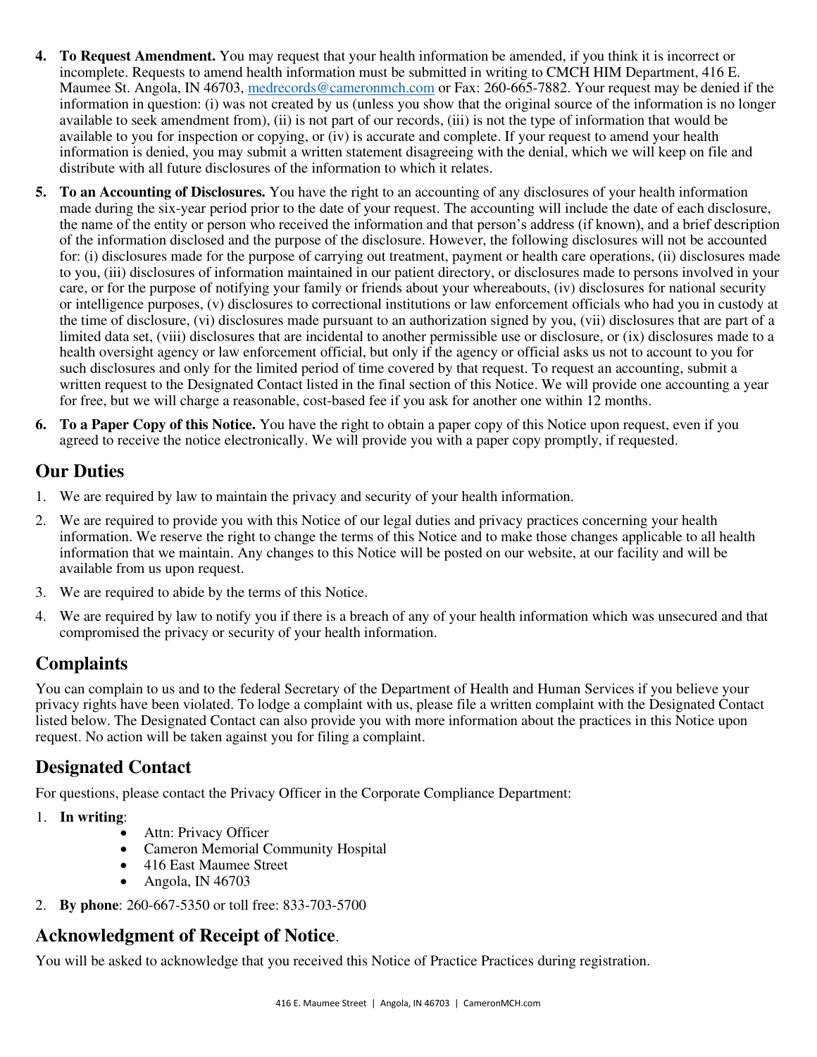4. **To Request Amendment.** You may request that your health information be amended, if you think it is incorrect or incomplete. Requests to amend health information must be submitted in writing to CMCH HIM Department, 416 E. Maumee St. Angola, IN 46703, medrecords@cameronmch.com or Fax: 260-665-7882. Your request may be denied if the information in question: (i) was not created by us (unless you show that the original source of the information is no longer available to seek amendment from), (ii) is not part of our records, (iii) is not the type of information that would be available to you for inspection or copying, or (iv) is accurate and complete. If your request to amend your health information is denied, you may submit a written statement disagreeing with the denial, which we will keep on file and distribute with all future disclosures of the information to which it relates.

5. **To an Accounting of Disclosures.** You have the right to an accounting of any disclosures of your health information made during the six-year period prior to the date of your request. The accounting will include the date of each disclosure, the name of the entity or person who received the information and that person's address (if known), and a brief description of the information disclosed and the purpose of the disclosure. However, the following disclosures will not be accounted for: (i) disclosures made for the purpose of carrying out treatment, payment or health care operations, (ii) disclosures made to you, (iii) disclosures of information maintained in our patient directory, or disclosures made to persons involved in your care, or for the purpose of notifying your family or friends about your whereabouts, (iv) disclosures for national security or intelligence purposes, (v) disclosures to correctional institutions or law enforcement officials who had you in custody at the time of disclosure, (vi) disclosures made pursuant to an authorization signed by you, (vii) disclosures that are part of a limited data set, (viii) disclosures that are incidental to another permissible use or disclosure, or (ix) disclosures made to a health oversight agency or law enforcement official, but only if the agency or official asks us not to account to you for such disclosures and only for the limited period of time covered by that request. To request an accounting, submit a written request to the Designated Contact listed in the final section of this Notice. We will provide one accounting a year for free, but we will charge a reasonable, cost-based fee if you ask for another one within 12 months.

6. **To a Paper Copy of this Notice.** You have the right to obtain a paper copy of this Notice upon request, even if you agreed to receive the notice electronically. We will provide you with a paper copy promptly, if requested.

## Our Duties

1. We are required by law to maintain the privacy and security of your health information.
2. We are required to provide you with this Notice of our legal duties and privacy practices concerning your health information. We reserve the right to change the terms of this Notice and to make those changes applicable to all health information that we maintain. Any changes to this Notice will be posted on our website, at our facility and will be available from us upon request.
3. We are required to abide by the terms of this Notice.
4. We are required by law to notify you if there is a breach of any of your health information which was unsecured and that compromised the privacy or security of your health information.

## Complaints

You can complain to us and to the federal Secretary of the Department of Health and Human Services if you believe your privacy rights have been violated. To lodge a complaint with us, please file a written complaint with the Designated Contact listed below. The Designated Contact can also provide you with more information about the practices in this Notice upon request. No action will be taken against you for filing a complaint.

## Designated Contact

For questions, please contact the Privacy Officer in the Corporate Compliance Department:

1. **In writing**:
    - Attn: Privacy Officer
    - Cameron Memorial Community Hospital
    - 416 East Maumee Street
    - Angola, IN 46703
2. **By phone**: 260-667-5350 or toll free: 833-703-5700

## Acknowledgment of Receipt of Notice.

You will be asked to acknowledge that you received this Notice of Practice Practices during registration.